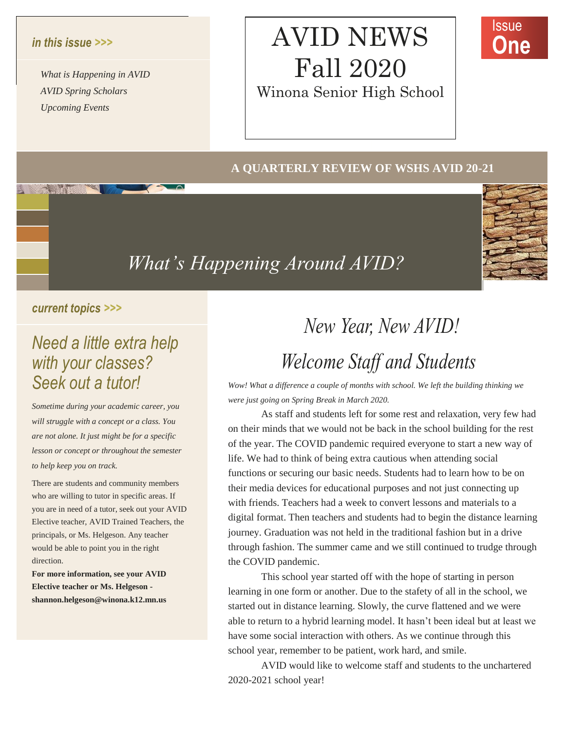# AVID NEWS Fall 2020

Winona Senior High School

Issue One

*in this issue >>>*

*What is Happening in AVID*
*AVID Spring Scholars*
*Upcoming Events*

**A QUARTERLY REVIEW OF WSHS AVID 20-21**

## *What's Happening Around AVID?*

## *New Year, New AVID!*

## *Welcome Staff and Students*

*Wow! What a difference a couple of months with school. We left the building thinking we were just going on Spring Break in March 2020.*

As staff and students left for some rest and relaxation, very few had on their minds that we would not be back in the school building for the rest of the year. The COVID pandemic required everyone to start a new way of life. We had to think of being extra cautious when attending social functions or securing our basic needs. Students had to learn how to be on their media devices for educational purposes and not just connecting up with friends. Teachers had a week to convert lessons and materials to a digital format. Then teachers and students had to begin the distance learning journey. Graduation was not held in the traditional fashion but in a drive through fashion. The summer came and we still continued to trudge through the COVID pandemic.

This school year started off with the hope of starting in person learning in one form or another. Due to the stafety of all in the school, we started out in distance learning. Slowly, the curve flattened and we were able to return to a hybrid learning model. It hasn't been ideal but at least we have some social interaction with others. As we continue through this school year, remember to be patient, work hard, and smile.

AVID would like to welcome staff and students to the unchartered 2020-2021 school year!

*current topics >>>*

### *Need a little extra help with your classes? Seek out a tutor!*

*Sometime during your academic career, you will struggle with a concept or a class. You are not alone. It just might be for a specific lesson or concept or throughout the semester to help keep you on track.*

There are students and community members who are willing to tutor in specific areas. If you are in need of a tutor, seek out your AVID Elective teacher, AVID Trained Teachers, the principals, or Ms. Helgeson. Any teacher would be able to point you in the right direction.

**For more information, see your AVID Elective teacher or Ms. Helgeson - shannon.helgeson@winona.k12.mn.us**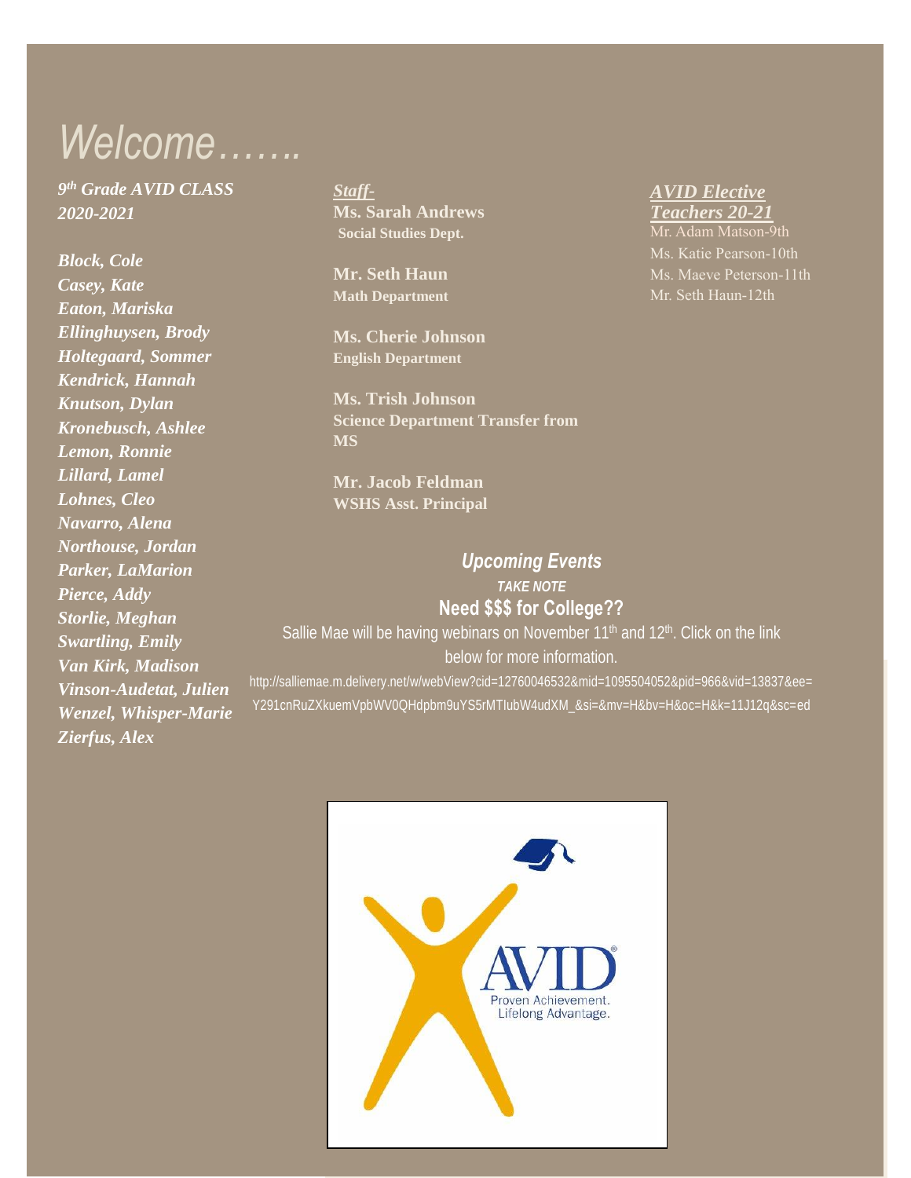# *Welcome…….*

***9th Grade AVID CLASS 2020-2021***

***Block, Cole***
***Casey, Kate***
***Eaton, Mariska***
***Ellinghuysen, Brody***
***Holtegaard, Sommer***
***Kendrick, Hannah***
***Knutson, Dylan***
***Kronebusch, Ashlee***
***Lemon, Ronnie***
***Lillard, Lamel***
***Lohnes, Cleo***
***Navarro, Alena***
***Northouse, Jordan***
***Parker, LaMarion***
***Pierce, Addy***
***Storlie, Meghan***
***Swartling, Emily***
***Van Kirk, Madison***
***Vinson-Audetat, Julien***
***Wenzel, Whisper-Marie***
***Zierfus, Alex***

***Staff-***

**Ms. Sarah Andrews**
**Social Studies Dept.**

**Mr. Seth Haun**
**Math Department**

**Ms. Cherie Johnson**
**English Department**

**Ms. Trish Johnson**
**Science Department Transfer from MS**

**Mr. Jacob Feldman**
**WSHS Asst. Principal**

***AVID Elective Teachers 20-21***

Mr. Adam Matson-9th
Ms. Katie Pearson-10th
Ms. Maeve Peterson-11th
Mr. Seth Haun-12th

## *Upcoming Events*

***TAKE NOTE***

**Need $$$ for College??**

Sallie Mae will be having webinars on November 11th and 12th. Click on the link below for more information.

http://salliemae.m.delivery.net/w/webView?cid=12760046532&mid=1095504052&pid=966&vid=13837&ee=Y291cnRuZXkuemVpbWV0QHdpbm9uYS5rMTIubW4udXM_&si=&mv=H&bv=H&oc=H&k=11J12q&sc=ed

AVID
Proven Achievement.
Lifelong Advantage.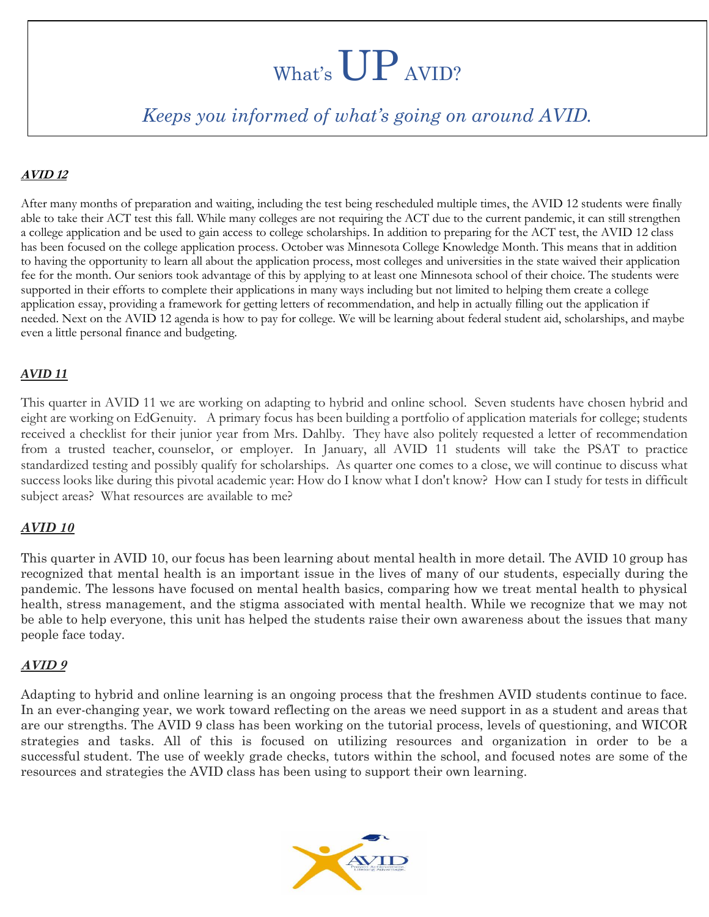# What's UP AVID?

*Keeps you informed of what's going on around AVID.*

## ***AVID 12***

After many months of preparation and waiting, including the test being rescheduled multiple times, the AVID 12 students were finally able to take their ACT test this fall. While many colleges are not requiring the ACT due to the current pandemic, it can still strengthen a college application and be used to gain access to college scholarships. In addition to preparing for the ACT test, the AVID 12 class has been focused on the college application process. October was Minnesota College Knowledge Month. This means that in addition to having the opportunity to learn all about the application process, most colleges and universities in the state waived their application fee for the month. Our seniors took advantage of this by applying to at least one Minnesota school of their choice. The students were supported in their efforts to complete their applications in many ways including but not limited to helping them create a college application essay, providing a framework for getting letters of recommendation, and help in actually filling out the application if needed. Next on the AVID 12 agenda is how to pay for college. We will be learning about federal student aid, scholarships, and maybe even a little personal finance and budgeting.

## ***AVID 11***

This quarter in AVID 11 we are working on adapting to hybrid and online school. Seven students have chosen hybrid and eight are working on EdGenuity. A primary focus has been building a portfolio of application materials for college; students received a checklist for their junior year from Mrs. Dahlby. They have also politely requested a letter of recommendation from a trusted teacher, counselor, or employer. In January, all AVID 11 students will take the PSAT to practice standardized testing and possibly qualify for scholarships. As quarter one comes to a close, we will continue to discuss what success looks like during this pivotal academic year: How do I know what I don't know? How can I study for tests in difficult subject areas? What resources are available to me?

## ***AVID 10***

This quarter in AVID 10, our focus has been learning about mental health in more detail. The AVID 10 group has recognized that mental health is an important issue in the lives of many of our students, especially during the pandemic. The lessons have focused on mental health basics, comparing how we treat mental health to physical health, stress management, and the stigma associated with mental health. While we recognize that we may not be able to help everyone, this unit has helped the students raise their own awareness about the issues that many people face today.

## ***AVID 9***

Adapting to hybrid and online learning is an ongoing process that the freshmen AVID students continue to face. In an ever-changing year, we work toward reflecting on the areas we need support in as a student and areas that are our strengths. The AVID 9 class has been working on the tutorial process, levels of questioning, and WICOR strategies and tasks. All of this is focused on utilizing resources and organization in order to be a successful student. The use of weekly grade checks, tutors within the school, and focused notes are some of the resources and strategies the AVID class has been using to support their own learning.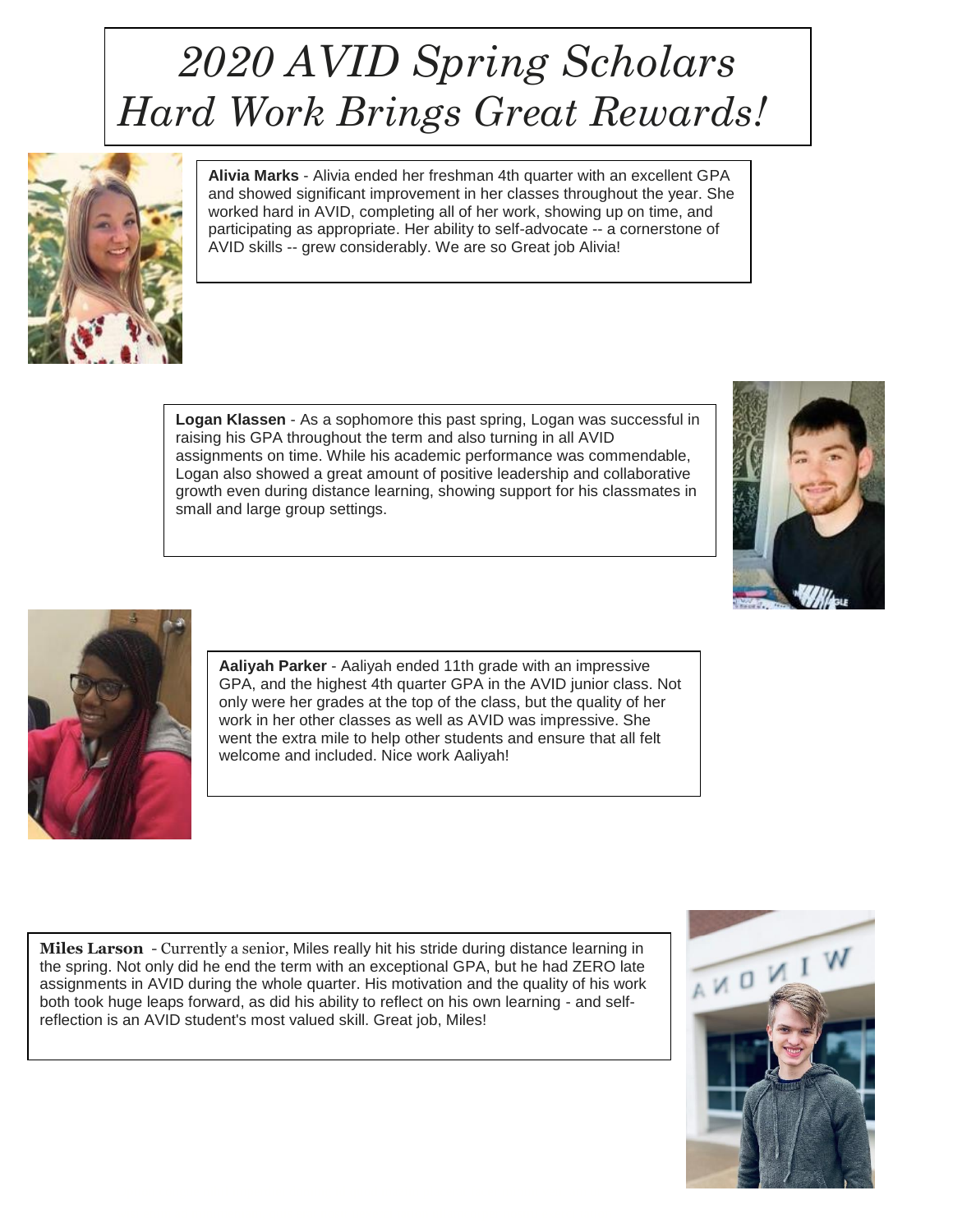# *2020 AVID Spring Scholars*
# *Hard Work Brings Great Rewards!*

**Alivia Marks** - Alivia ended her freshman 4th quarter with an excellent GPA and showed significant improvement in her classes throughout the year. She worked hard in AVID, completing all of her work, showing up on time, and participating as appropriate. Her ability to self-advocate -- a cornerstone of AVID skills -- grew considerably. We are so Great job Alivia!

**Logan Klassen** - As a sophomore this past spring, Logan was successful in raising his GPA throughout the term and also turning in all AVID assignments on time. While his academic performance was commendable, Logan also showed a great amount of positive leadership and collaborative growth even during distance learning, showing support for his classmates in small and large group settings.

**Aaliyah Parker** - Aaliyah ended 11th grade with an impressive GPA, and the highest 4th quarter GPA in the AVID junior class. Not only were her grades at the top of the class, but the quality of her work in her other classes as well as AVID was impressive. She went the extra mile to help other students and ensure that all felt welcome and included. Nice work Aaliyah!

**Miles Larson** - Currently a senior, Miles really hit his stride during distance learning in the spring. Not only did he end the term with an exceptional GPA, but he had ZERO late assignments in AVID during the whole quarter. His motivation and the quality of his work both took huge leaps forward, as did his ability to reflect on his own learning - and self-reflection is an AVID student's most valued skill. Great job, Miles!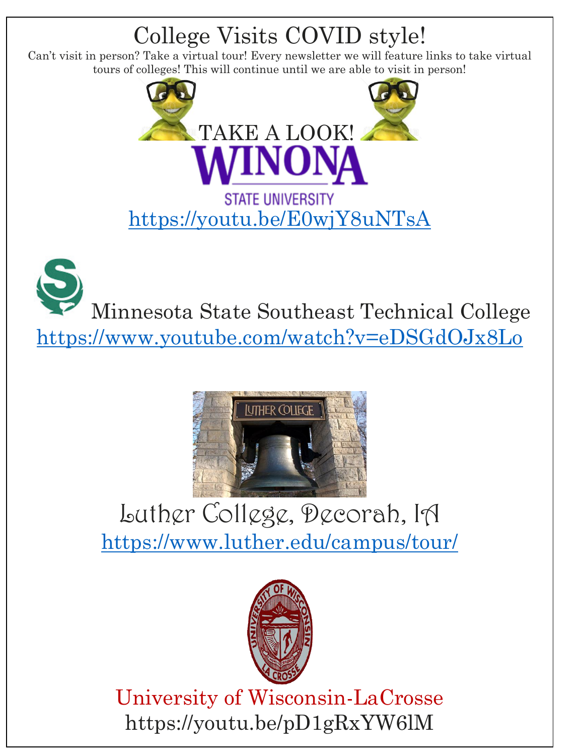# College Visits COVID style!

Can't visit in person? Take a virtual tour! Every newsletter we will feature links to take virtual tours of colleges! This will continue until we are able to visit in person!

TAKE A LOOK!

WINONA STATE UNIVERSITY

https://youtu.be/E0wjY8uNTsA

Minnesota State Southeast Technical College

https://www.youtube.com/watch?v=eDSGdOJx8Lo

Luther College, Decorah, IA

https://www.luther.edu/campus/tour/

University of Wisconsin-LaCrosse

https://youtu.be/pD1gRxYW6lM